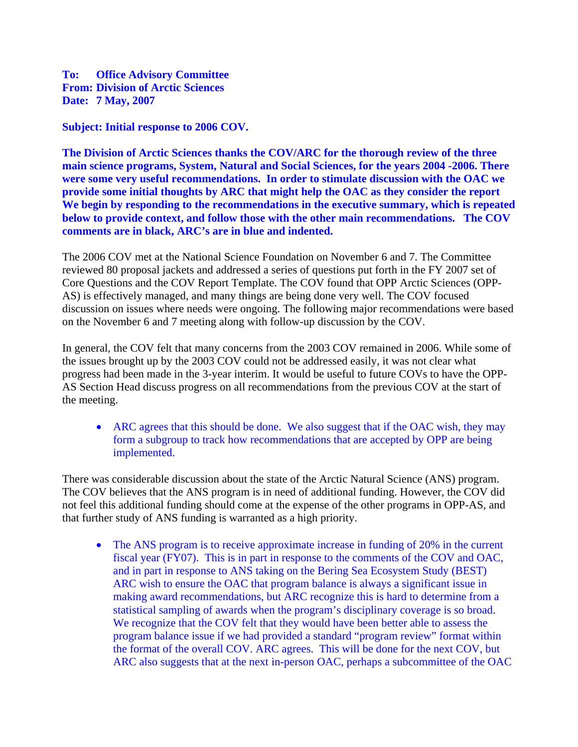**To: Office Advisory Committee**
**From: Division of Arctic Sciences**
**Date: 7 May, 2007**

**Subject: Initial response to 2006 COV.**

**The Division of Arctic Sciences thanks the COV/ARC for the thorough review of the three main science programs, System, Natural and Social Sciences, for the years 2004 -2006. There were some very useful recommendations. In order to stimulate discussion with the OAC we provide some initial thoughts by ARC that might help the OAC as they consider the report We begin by responding to the recommendations in the executive summary, which is repeated below to provide context, and follow those with the other main recommendations. The COV comments are in black, ARC's are in blue and indented.**

The 2006 COV met at the National Science Foundation on November 6 and 7. The Committee reviewed 80 proposal jackets and addressed a series of questions put forth in the FY 2007 set of Core Questions and the COV Report Template. The COV found that OPP Arctic Sciences (OPP-AS) is effectively managed, and many things are being done very well. The COV focused discussion on issues where needs were ongoing. The following major recommendations were based on the November 6 and 7 meeting along with follow-up discussion by the COV.

In general, the COV felt that many concerns from the 2003 COV remained in 2006. While some of the issues brought up by the 2003 COV could not be addressed easily, it was not clear what progress had been made in the 3-year interim. It would be useful to future COVs to have the OPP-AS Section Head discuss progress on all recommendations from the previous COV at the start of the meeting.

- ARC agrees that this should be done. We also suggest that if the OAC wish, they may form a subgroup to track how recommendations that are accepted by OPP are being implemented.

There was considerable discussion about the state of the Arctic Natural Science (ANS) program. The COV believes that the ANS program is in need of additional funding. However, the COV did not feel this additional funding should come at the expense of the other programs in OPP-AS, and that further study of ANS funding is warranted as a high priority.

- The ANS program is to receive approximate increase in funding of 20% in the current fiscal year (FY07). This is in part in response to the comments of the COV and OAC, and in part in response to ANS taking on the Bering Sea Ecosystem Study (BEST) ARC wish to ensure the OAC that program balance is always a significant issue in making award recommendations, but ARC recognize this is hard to determine from a statistical sampling of awards when the program's disciplinary coverage is so broad. We recognize that the COV felt that they would have been better able to assess the program balance issue if we had provided a standard "program review" format within the format of the overall COV. ARC agrees. This will be done for the next COV, but ARC also suggests that at the next in-person OAC, perhaps a subcommittee of the OAC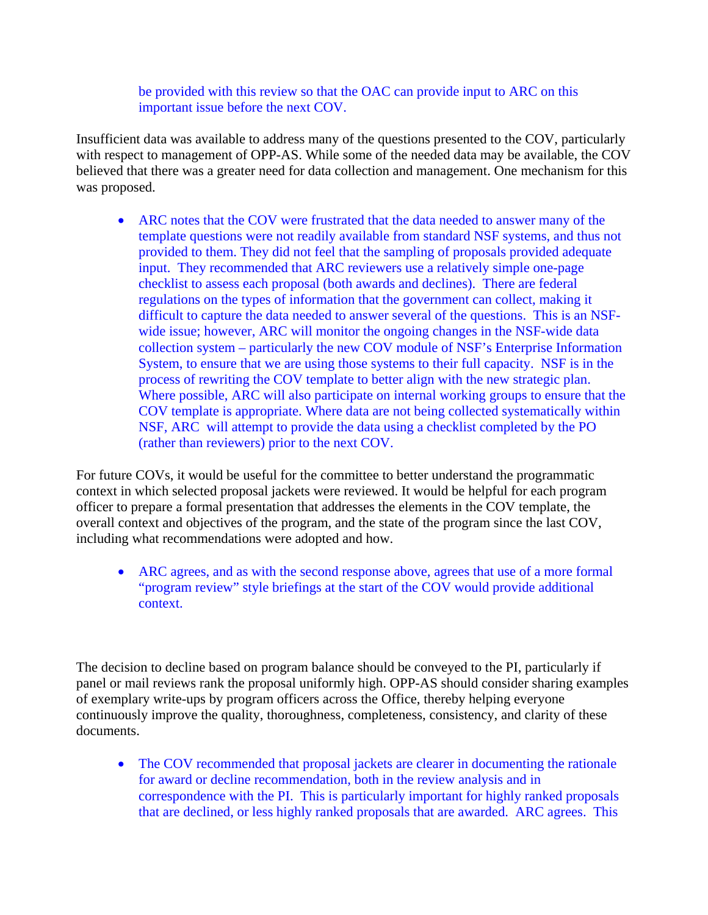be provided with this review so that the OAC can provide input to ARC on this important issue before the next COV.

Insufficient data was available to address many of the questions presented to the COV, particularly with respect to management of OPP-AS. While some of the needed data may be available, the COV believed that there was a greater need for data collection and management. One mechanism for this was proposed.

- ARC notes that the COV were frustrated that the data needed to answer many of the template questions were not readily available from standard NSF systems, and thus not provided to them. They did not feel that the sampling of proposals provided adequate input. They recommended that ARC reviewers use a relatively simple one-page checklist to assess each proposal (both awards and declines). There are federal regulations on the types of information that the government can collect, making it difficult to capture the data needed to answer several of the questions. This is an NSF-wide issue; however, ARC will monitor the ongoing changes in the NSF-wide data collection system – particularly the new COV module of NSF's Enterprise Information System, to ensure that we are using those systems to their full capacity. NSF is in the process of rewriting the COV template to better align with the new strategic plan. Where possible, ARC will also participate on internal working groups to ensure that the COV template is appropriate. Where data are not being collected systematically within NSF, ARC will attempt to provide the data using a checklist completed by the PO (rather than reviewers) prior to the next COV.

For future COVs, it would be useful for the committee to better understand the programmatic context in which selected proposal jackets were reviewed. It would be helpful for each program officer to prepare a formal presentation that addresses the elements in the COV template, the overall context and objectives of the program, and the state of the program since the last COV, including what recommendations were adopted and how.

- ARC agrees, and as with the second response above, agrees that use of a more formal "program review" style briefings at the start of the COV would provide additional context.

The decision to decline based on program balance should be conveyed to the PI, particularly if panel or mail reviews rank the proposal uniformly high. OPP-AS should consider sharing examples of exemplary write-ups by program officers across the Office, thereby helping everyone continuously improve the quality, thoroughness, completeness, consistency, and clarity of these documents.

- The COV recommended that proposal jackets are clearer in documenting the rationale for award or decline recommendation, both in the review analysis and in correspondence with the PI. This is particularly important for highly ranked proposals that are declined, or less highly ranked proposals that are awarded. ARC agrees. This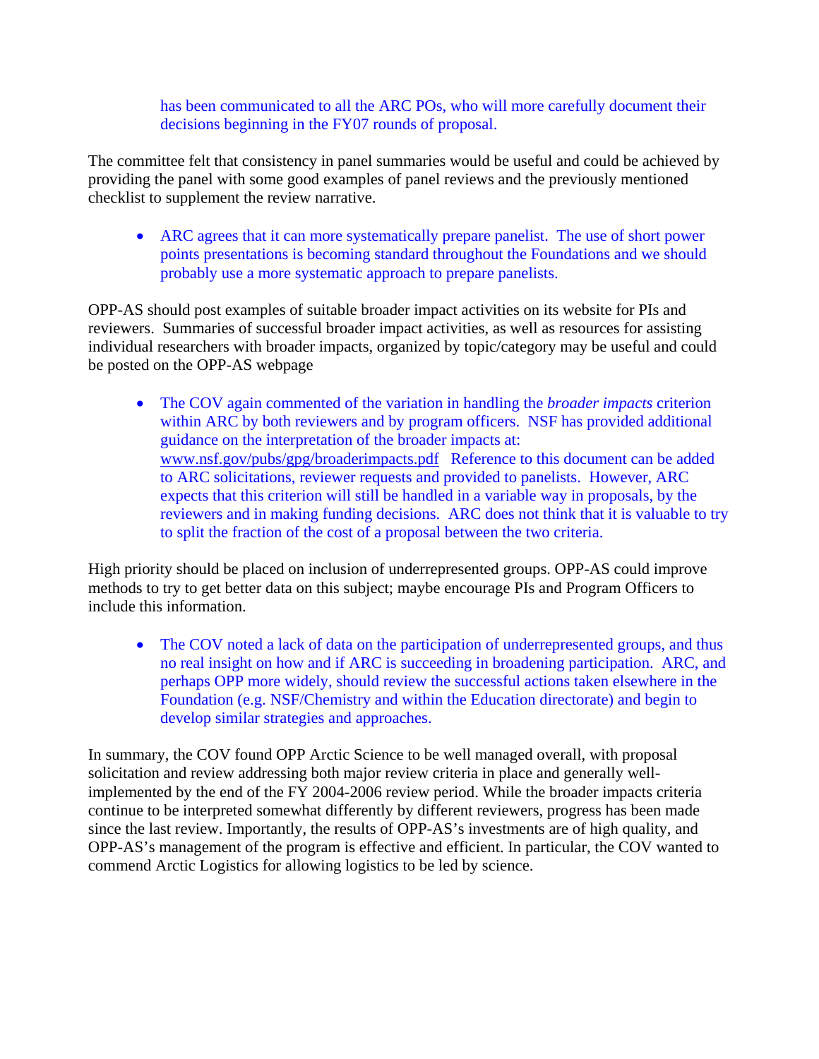has been communicated to all the ARC POs, who will more carefully document their decisions beginning in the FY07 rounds of proposal.

The committee felt that consistency in panel summaries would be useful and could be achieved by providing the panel with some good examples of panel reviews and the previously mentioned checklist to supplement the review narrative.

- ARC agrees that it can more systematically prepare panelist. The use of short power points presentations is becoming standard throughout the Foundations and we should probably use a more systematic approach to prepare panelists.

OPP-AS should post examples of suitable broader impact activities on its website for PIs and reviewers. Summaries of successful broader impact activities, as well as resources for assisting individual researchers with broader impacts, organized by topic/category may be useful and could be posted on the OPP-AS webpage

- The COV again commented of the variation in handling the *broader impacts* criterion within ARC by both reviewers and by program officers. NSF has provided additional guidance on the interpretation of the broader impacts at: www.nsf.gov/pubs/gpg/broaderimpacts.pdf Reference to this document can be added to ARC solicitations, reviewer requests and provided to panelists. However, ARC expects that this criterion will still be handled in a variable way in proposals, by the reviewers and in making funding decisions. ARC does not think that it is valuable to try to split the fraction of the cost of a proposal between the two criteria.

High priority should be placed on inclusion of underrepresented groups. OPP-AS could improve methods to try to get better data on this subject; maybe encourage PIs and Program Officers to include this information.

- The COV noted a lack of data on the participation of underrepresented groups, and thus no real insight on how and if ARC is succeeding in broadening participation. ARC, and perhaps OPP more widely, should review the successful actions taken elsewhere in the Foundation (e.g. NSF/Chemistry and within the Education directorate) and begin to develop similar strategies and approaches.

In summary, the COV found OPP Arctic Science to be well managed overall, with proposal solicitation and review addressing both major review criteria in place and generally well-implemented by the end of the FY 2004-2006 review period. While the broader impacts criteria continue to be interpreted somewhat differently by different reviewers, progress has been made since the last review. Importantly, the results of OPP-AS's investments are of high quality, and OPP-AS's management of the program is effective and efficient. In particular, the COV wanted to commend Arctic Logistics for allowing logistics to be led by science.